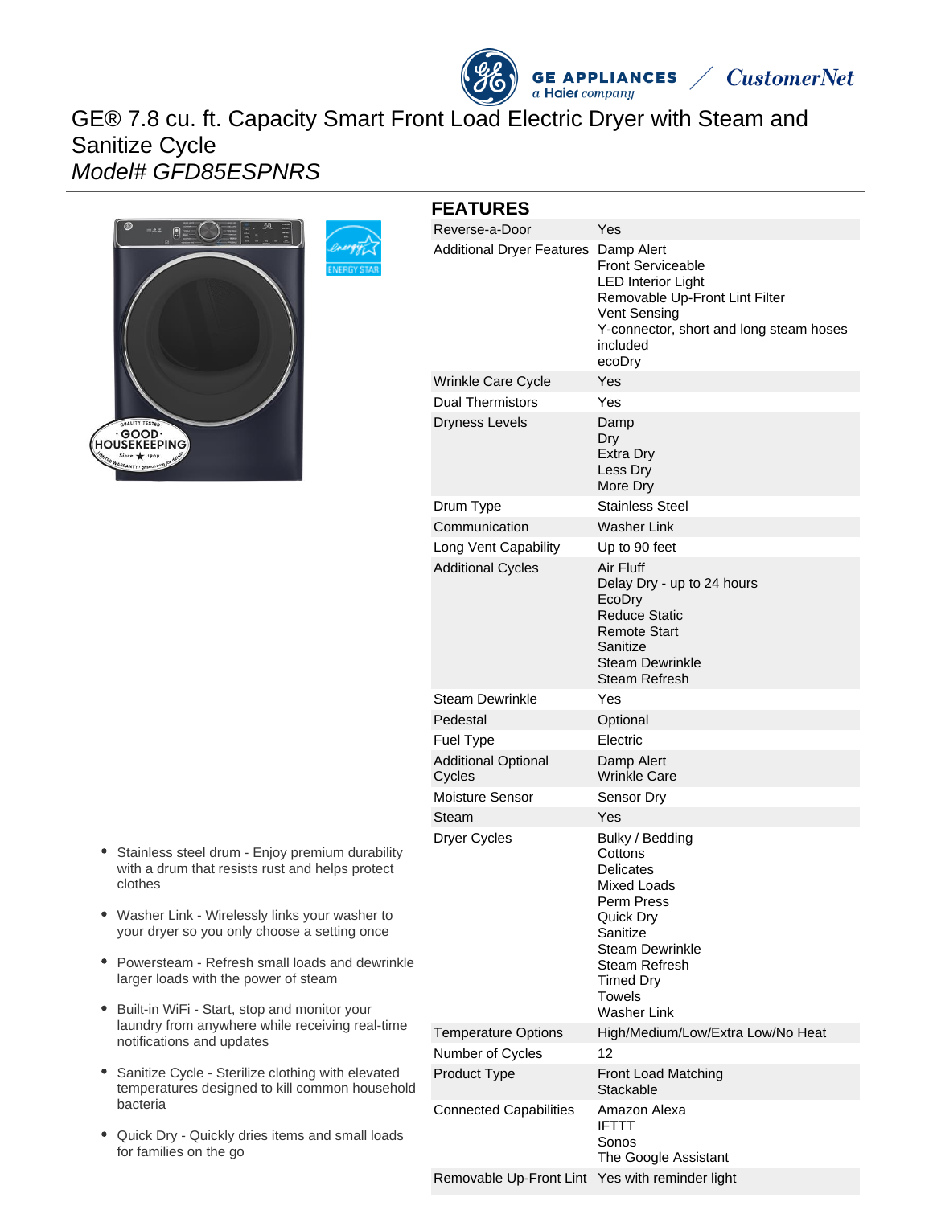# GE® 7.8 cu. ft. Capacity Smart Front Load Electric Dryer with Steam and Sanitize Cycle

*Model# GFD85ESPNRS*

- Stainless steel drum - Enjoy premium durability with a drum that resists rust and helps protect clothes
- Washer Link - Wirelessly links your washer to your dryer so you only choose a setting once
- Powersteam - Refresh small loads and dewrinkle larger loads with the power of steam
- Built-in WiFi - Start, stop and monitor your laundry from anywhere while receiving real-time notifications and updates
- Sanitize Cycle - Sterilize clothing with elevated temperatures designed to kill common household bacteria
- Quick Dry - Quickly dries items and small loads for families on the go

## FEATURES

| | |
|---|---|
| Reverse-a-Door | Yes |
| Additional Dryer Features | Damp Alert<br>Front Serviceable<br>LED Interior Light<br>Removable Up-Front Lint Filter<br>Vent Sensing<br>Y-connector, short and long steam hoses included<br>ecoDry |
| Wrinkle Care Cycle | Yes |
| Dual Thermistors | Yes |
| Dryness Levels | Damp<br>Dry<br>Extra Dry<br>Less Dry<br>More Dry |
| Drum Type | Stainless Steel |
| Communication | Washer Link |
| Long Vent Capability | Up to 90 feet |
| Additional Cycles | Air Fluff<br>Delay Dry - up to 24 hours<br>EcoDry<br>Reduce Static<br>Remote Start<br>Sanitize<br>Steam Dewrinkle<br>Steam Refresh |
| Steam Dewrinkle | Yes |
| Pedestal | Optional |
| Fuel Type | Electric |
| Additional Optional Cycles | Damp Alert<br>Wrinkle Care |
| Moisture Sensor | Sensor Dry |
| Steam | Yes |
| Dryer Cycles | Bulky / Bedding<br>Cottons<br>Delicates<br>Mixed Loads<br>Perm Press<br>Quick Dry<br>Sanitize<br>Steam Dewrinkle<br>Steam Refresh<br>Timed Dry<br>Towels<br>Washer Link |
| Temperature Options | High/Medium/Low/Extra Low/No Heat |
| Number of Cycles | 12 |
| Product Type | Front Load Matching<br>Stackable |
| Connected Capabilities | Amazon Alexa<br>IFTTT<br>Sonos<br>The Google Assistant |
| Removable Up-Front Lint | Yes with reminder light |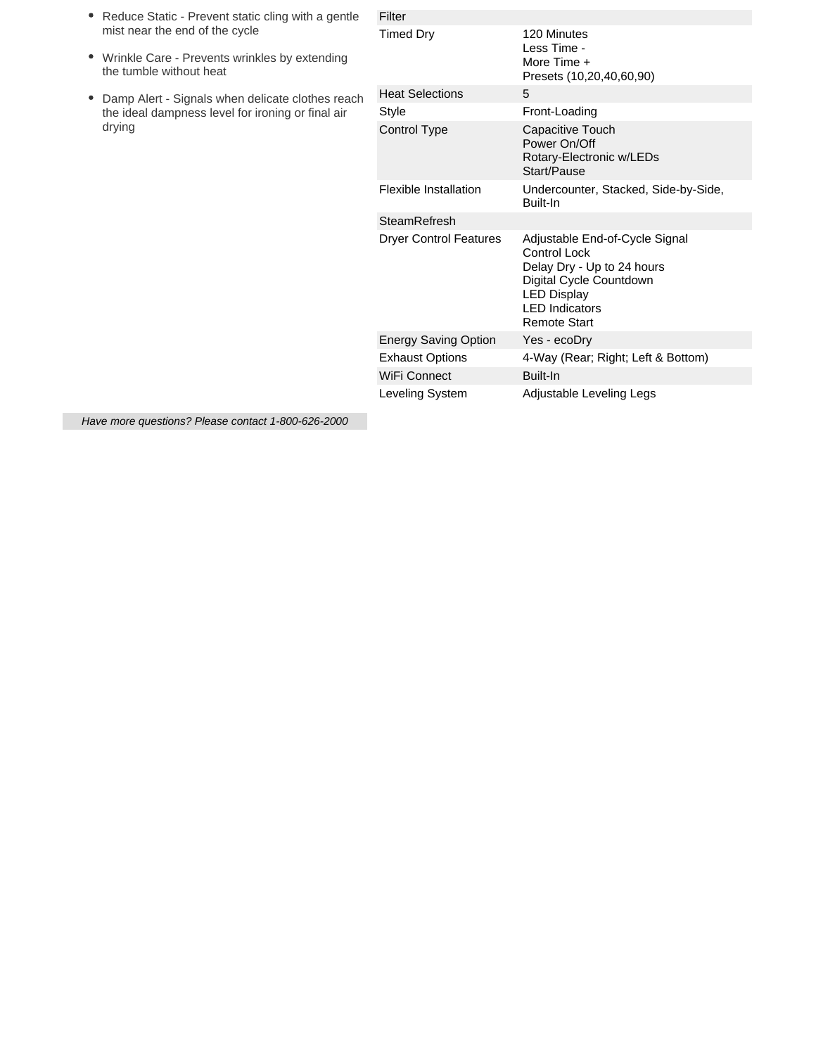- Reduce Static - Prevent static cling with a gentle mist near the end of the cycle
- Wrinkle Care - Prevents wrinkles by extending the tumble without heat
- Damp Alert - Signals when delicate clothes reach the ideal dampness level for ironing or final air drying

*Have more questions? Please contact 1-800-626-2000*

| | |
|---|---|
| Filter | |
| Timed Dry | 120 Minutes<br>Less Time -<br>More Time +<br>Presets (10,20,40,60,90) |
| Heat Selections | 5 |
| Style | Front-Loading |
| Control Type | Capacitive Touch<br>Power On/Off<br>Rotary-Electronic w/LEDs<br>Start/Pause |
| Flexible Installation | Undercounter, Stacked, Side-by-Side, Built-In |
| SteamRefresh | |
| Dryer Control Features | Adjustable End-of-Cycle Signal<br>Control Lock<br>Delay Dry - Up to 24 hours<br>Digital Cycle Countdown<br>LED Display<br>LED Indicators<br>Remote Start |
| Energy Saving Option | Yes - ecoDry |
| Exhaust Options | 4-Way (Rear; Right; Left & Bottom) |
| WiFi Connect | Built-In |
| Leveling System | Adjustable Leveling Legs |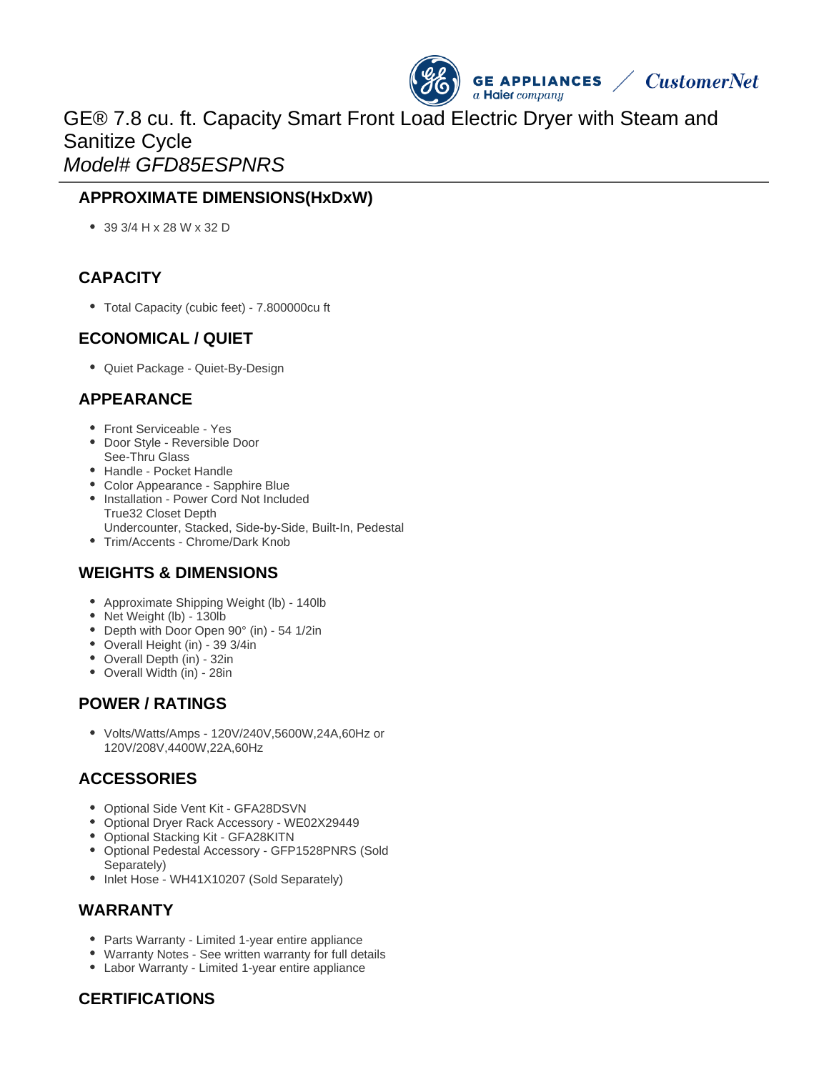GE® 7.8 cu. ft. Capacity Smart Front Load Electric Dryer with Steam and Sanitize Cycle
*Model# GFD85ESPNRS*

## APPROXIMATE DIMENSIONS(HxDxW)

- 39 3/4 H x 28 W x 32 D

## CAPACITY

- Total Capacity (cubic feet) - 7.800000cu ft

## ECONOMICAL / QUIET

- Quiet Package - Quiet-By-Design

## APPEARANCE

- Front Serviceable - Yes
- Door Style - Reversible Door
  See-Thru Glass
- Handle - Pocket Handle
- Color Appearance - Sapphire Blue
- Installation - Power Cord Not Included
  True32 Closet Depth
  Undercounter, Stacked, Side-by-Side, Built-In, Pedestal
- Trim/Accents - Chrome/Dark Knob

## WEIGHTS & DIMENSIONS

- Approximate Shipping Weight (lb) - 140lb
- Net Weight (lb) - 130lb
- Depth with Door Open 90° (in) - 54 1/2in
- Overall Height (in) - 39 3/4in
- Overall Depth (in) - 32in
- Overall Width (in) - 28in

## POWER / RATINGS

- Volts/Watts/Amps - 120V/240V,5600W,24A,60Hz or 120V/208V,4400W,22A,60Hz

## ACCESSORIES

- Optional Side Vent Kit - GFA28DSVN
- Optional Dryer Rack Accessory - WE02X29449
- Optional Stacking Kit - GFA28KITN
- Optional Pedestal Accessory - GFP1528PNRS (Sold Separately)
- Inlet Hose - WH41X10207 (Sold Separately)

## WARRANTY

- Parts Warranty - Limited 1-year entire appliance
- Warranty Notes - See written warranty for full details
- Labor Warranty - Limited 1-year entire appliance

## CERTIFICATIONS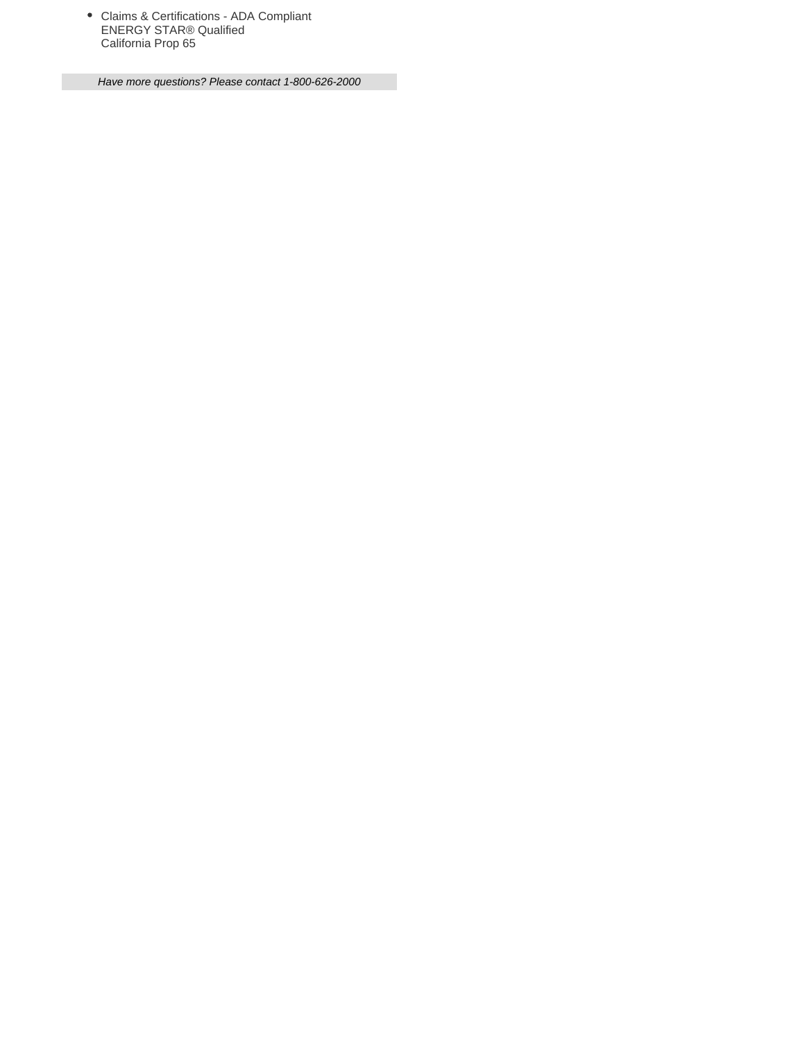- Claims & Certifications - ADA Compliant
  ENERGY STAR® Qualified
  California Prop 65

*Have more questions? Please contact 1-800-626-2000*